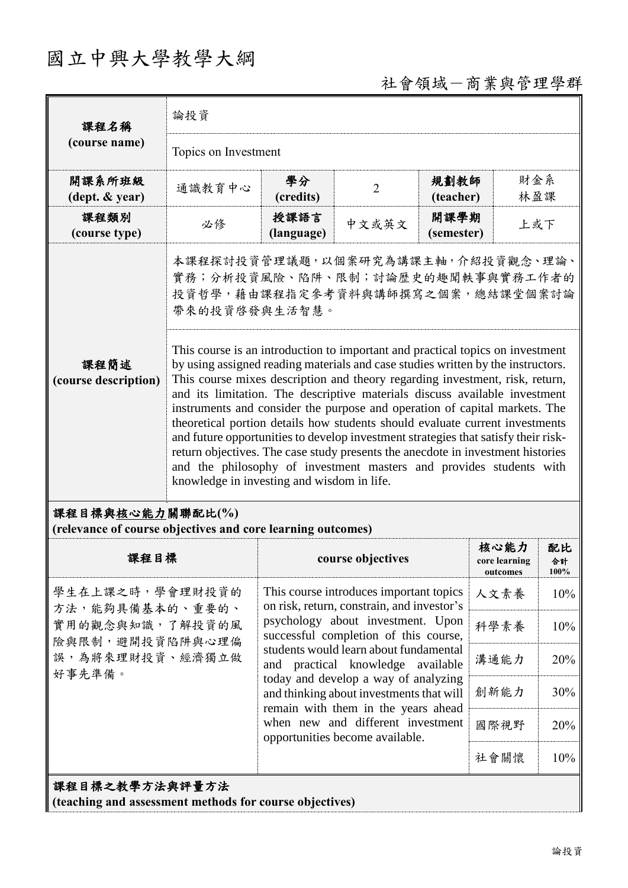# 國立中興大學教學大綱

社會領域－商業與管理學群

| 課程名稱 (course name) | 論投資 | | | | |
|---|---|---|---|---|---|
| | Topics on Investment | | | | |
| 開課系所班級 (dept. & year) | 通識教育中心 | 學分 (credits) | 2 | 規劃教師 (teacher) | 財金系 林盈課 |
| 課程類別 (course type) | 必修 | 授課語言 (language) | 中文或英文 | 開課學期 (semester) | 上或下 |
| 課程簡述 (course description) | 本課程探討投資管理議題，以個案研究為講課主軸，介紹投資觀念、理論、實務；分析投資風險、陷阱、限制；討論歷史的趣聞軼事與實務工作者的投資哲學，藉由課程指定參考資料與講師撰寫之個案，總結課堂個案討論帶來的投資啓發與生活智慧。 | | | | |
| | This course is an introduction to important and practical topics on investment by using assigned reading materials and case studies written by the instructors. This course mixes description and theory regarding investment, risk, return, and its limitation. The descriptive materials discuss available investment instruments and consider the purpose and operation of capital markets. The theoretical portion details how students should evaluate current investments and future opportunities to develop investment strategies that satisfy their risk-return objectives. The case study presents the anecdote in investment histories and the philosophy of investment masters and provides students with knowledge in investing and wisdom in life. | | | | |

**課程目標與核心能力關聯配比(%)**
**(relevance of course objectives and core learning outcomes)**

| 課程目標 | course objectives | 核心能力 core learning outcomes | 配比 合計 100% |
|---|---|---|---|
| 學生在上課之時，學會理財投資的方法，能夠具備基本的、重要的、實用的觀念與知識，了解投資的風險與限制，避開投資陷阱與心理偏誤，為將來理財投資、經濟獨立做好事先準備。 | This course introduces important topics on risk, return, constrain, and investor's psychology about investment. Upon successful completion of this course, students would learn about fundamental and practical knowledge available today and develop a way of analyzing and thinking about investments that will remain with them in the years ahead when new and different investment opportunities become available. | 人文素養 | 10% |
| | | 科學素養 | 10% |
| | | 溝通能力 | 20% |
| | | 創新能力 | 30% |
| | | 國際視野 | 20% |
| | | 社會關懷 | 10% |

**課程目標之教學方法與評量方法**
**(teaching and assessment methods for course objectives)**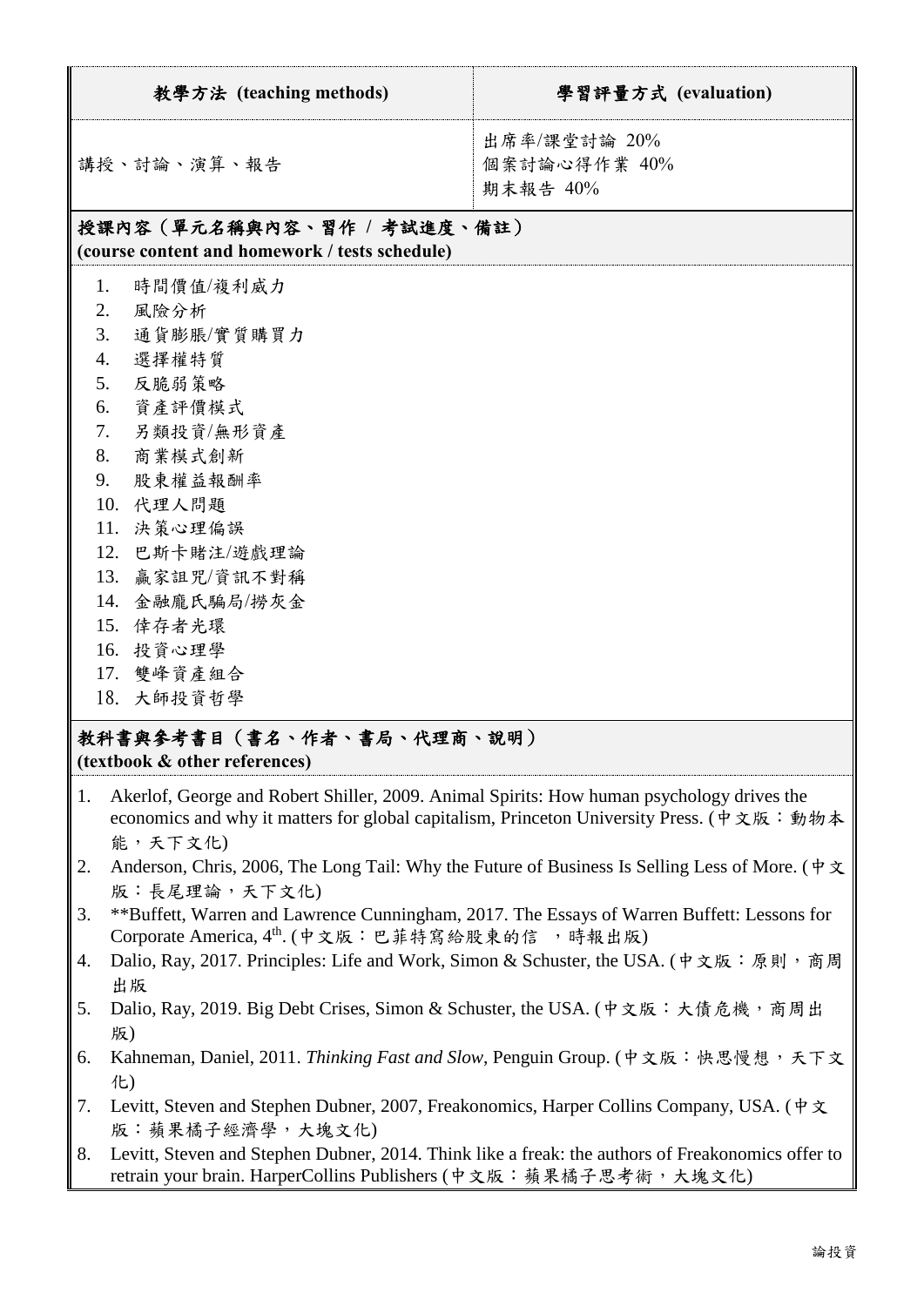| 教學方法 (teaching methods) | 學習評量方式 (evaluation) |
| --- | --- |
| 講授、討論、演算、報告 | 出席率/課堂討論 20%<br>個案討論心得作業 40%<br>期末報告 40% |

## 授課內容（單元名稱與內容、習作 / 考試進度、備註）
**(course content and homework / tests schedule)**

1. 時間價值/複利威力
2. 風險分析
3. 通貨膨脹/實質購買力
4. 選擇權特質
5. 反脆弱策略
6. 資產評價模式
7. 另類投資/無形資產
8. 商業模式創新
9. 股東權益報酬率
10. 代理人問題
11. 決策心理偏誤
12. 巴斯卡賭注/遊戲理論
13. 贏家詛咒/資訊不對稱
14. 金融龐氏騙局/撈灰金
15. 倖存者光環
16. 投資心理學
17. 雙峰資產組合
18. 大師投資哲學

## 教科書與參考書目（書名、作者、書局、代理商、說明）
**(textbook & other references)**

1. Akerlof, George and Robert Shiller, 2009. Animal Spirits: How human psychology drives the economics and why it matters for global capitalism, Princeton University Press. (中文版：動物本能，天下文化)
2. Anderson, Chris, 2006, The Long Tail: Why the Future of Business Is Selling Less of More. (中文版：長尾理論，天下文化)
3. **Buffett, Warren and Lawrence Cunningham, 2017. The Essays of Warren Buffett: Lessons for Corporate America, 4$^{th}$. (中文版：巴菲特寫給股東的信 ，時報出版)
4. Dalio, Ray, 2017. Principles: Life and Work, Simon & Schuster, the USA. (中文版：原則，商周出版
5. Dalio, Ray, 2019. Big Debt Crises, Simon & Schuster, the USA. (中文版：大債危機，商周出版)
6. Kahneman, Daniel, 2011. *Thinking Fast and Slow*, Penguin Group. (中文版：快思慢想，天下文化)
7. Levitt, Steven and Steph952hen Dubner, 2007, Freakonomics, Harper Collins Company, USA. (中文版：蘋果橘子經濟學，大塊文化)
8. Levitt, Steven and Stephen Dubner, 2014. Think like a freak: the authors of Freakonomics offer to retrain your brain. HarperCollins Publishers (中文版：蘋果橘子思考術，大塊文化)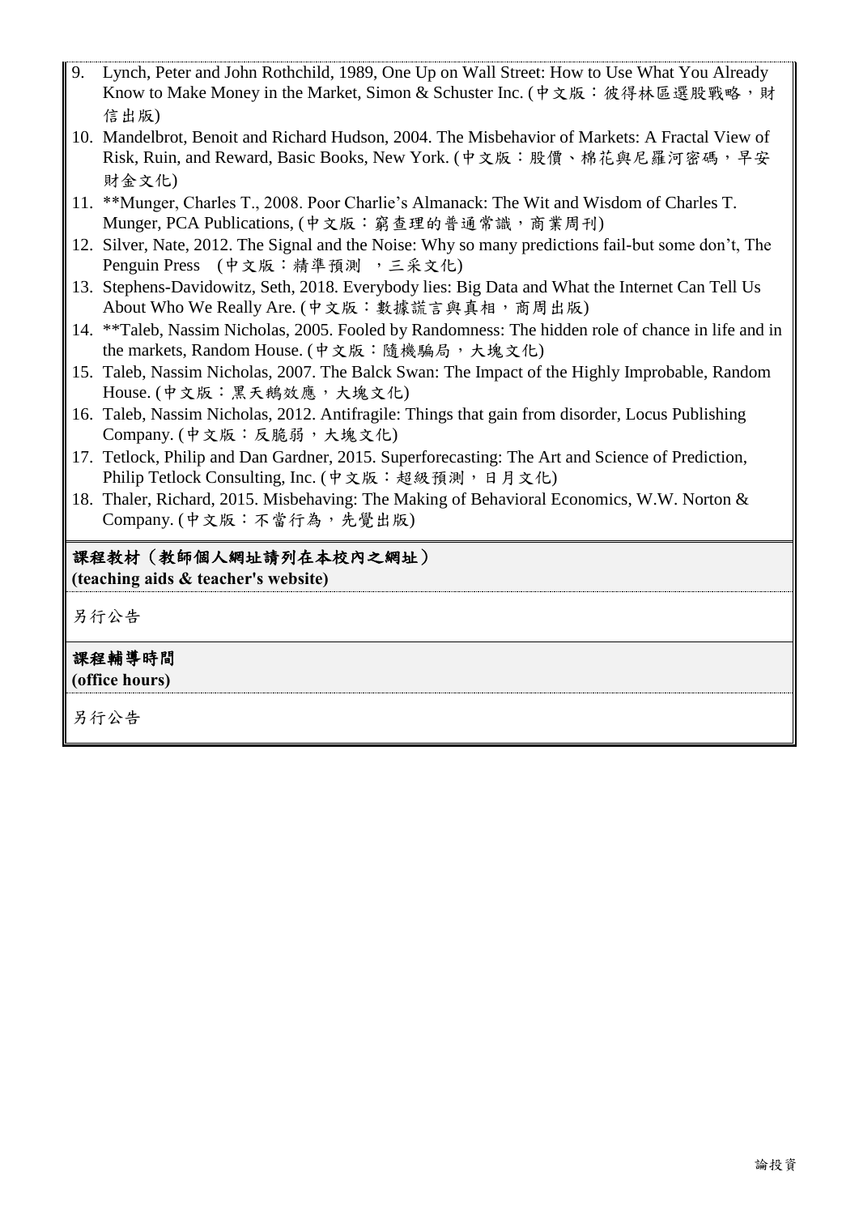9. Lynch, Peter and John Rothchild, 1989, One Up on Wall Street: How to Use What You Already Know to Make Money in the Market, Simon & Schuster Inc. (中文版：彼得林區選股戰略，財信出版)
10. Mandelbrot, Benoit and Richard Hudson, 2004. The Misbehavior of Markets: A Fractal View of Risk, Ruin, and Reward, Basic Books, New York. (中文版：股價、棉花與尼羅河密碼，早安財金文化)
11. **Munger, Charles T., 2008. Poor Charlie's Almanack: The Wit and Wisdom of Charles T. Munger, PCA Publications, (中文版：窮查理的普通常識，商業周刊)
12. Silver, Nate, 2012. The Signal and the Noise: Why so many predictions fail-but some don't, The Penguin Press (中文版：精準預測 ，三采文化)
13. Stephens-Davidowitz, Seth, 2018. Everybody lies: Big Data and What the Internet Can Tell Us About Who We Really Are. (中文版：數據謊言與真相，商周出版)
14. **Taleb, Nassim Nicholas, 2005. Fooled by Randomness: The hidden role of chance in life and in the markets, Random House. (中文版：隨機騙局，大塊文化)
15. Taleb, Nassim Nicholas, 2007. The Balck Swan: The Impact of the Highly Improbable, Random House. (中文版：黑天鵝效應，大塊文化)
16. Taleb, Nassim Nicholas, 2012. Antifragile: Things that gain from disorder, Locus Publishing Company. (中文版：反脆弱，大塊文化)
17. Tetlock, Philip and Dan Gardner, 2015. Superforecasting: The Art and Science of Prediction, Philip Tetlock Consulting, Inc. (中文版：超級預測，日月文化)
18. Thaler, Richard, 2015. Misbehaving: The Making of Behavioral Economics, W.W. Norton & Company. (中文版：不當行為，先覺出版)

**課程教材（教師個人網址請列在本校內之網址）**
**(teaching aids & teacher's website)**

另行公告

**課程輔導時間**
**(office hours)**

另行公告